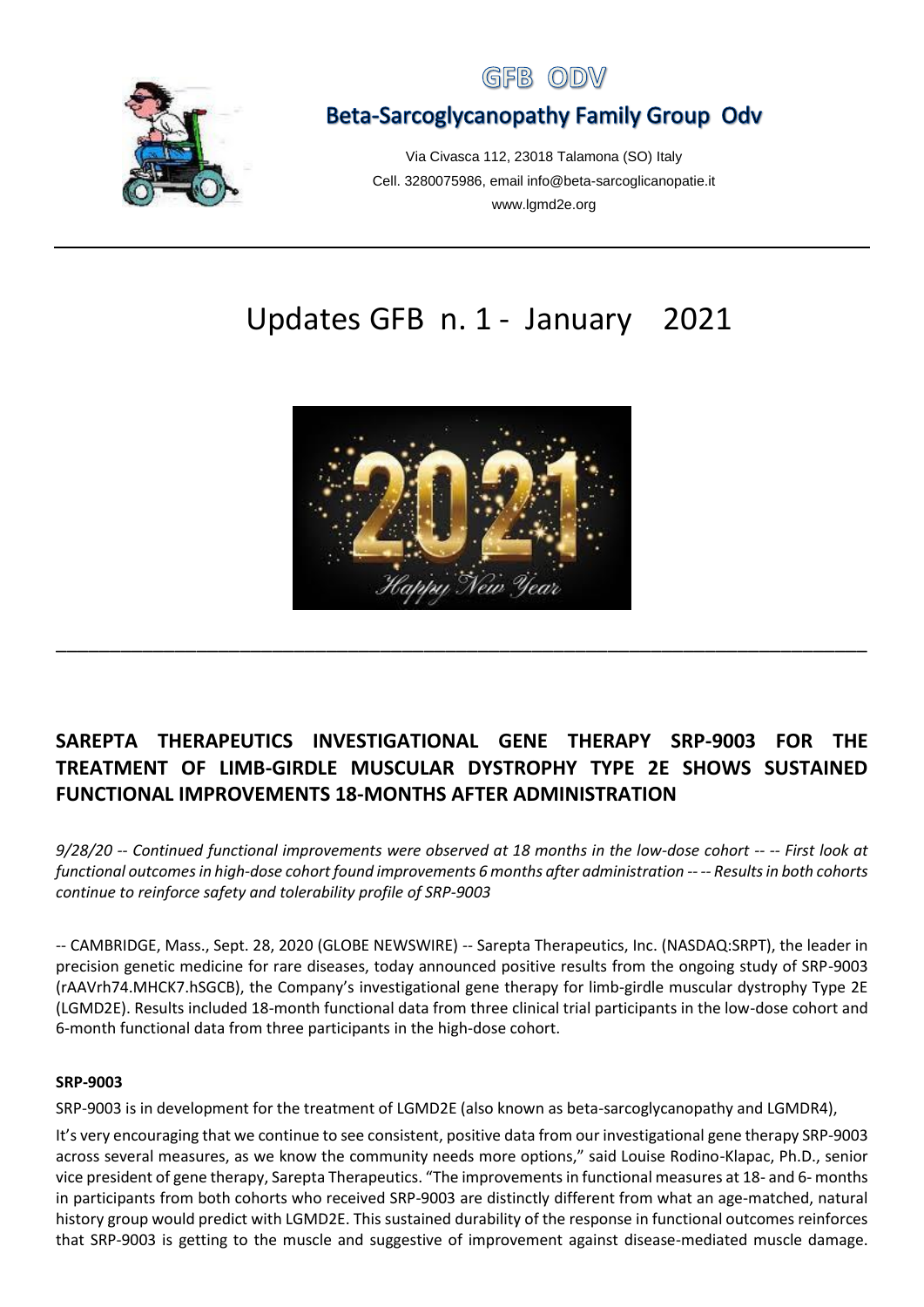# GFB ODV

## Beta-Sarcoglycanopathy Family Group Odv

Via Civasca 112, 23018 Talamona (SO) Italy
Cell. 3280075986, email info@beta-sarcoglicanopatie.it
www.lgmd2e.org

---

# Updates GFB n. 1 - January 2021

---

## SAREPTA THERAPEUTICS INVESTIGATIONAL GENE THERAPY SRP-9003 FOR THE TREATMENT OF LIMB-GIRDLE MUSCULAR DYSTROPHY TYPE 2E SHOWS SUSTAINED FUNCTIONAL IMPROVEMENTS 18-MONTHS AFTER ADMINISTRATION

*9/28/20 -- Continued functional improvements were observed at 18 months in the low-dose cohort -- -- First look at functional outcomes in high-dose cohort found improvements 6 months after administration -- -- Results in both cohorts continue to reinforce safety and tolerability profile of SRP-9003*

-- CAMBRIDGE, Mass., Sept. 28, 2020 (GLOBE NEWSWIRE) -- Sarepta Therapeutics, Inc. (NASDAQ:SRPT), the leader in precision genetic medicine for rare diseases, today announced positive results from the ongoing study of SRP-9003 (rAAVrh74.MHCK7.hSGCB), the Company's investigational gene therapy for limb-girdle muscular dystrophy Type 2E (LGMD2E). Results included 18-month functional data from three clinical trial participants in the low-dose cohort and 6-month functional data from three participants in the high-dose cohort.

**SRP-9003**

SRP-9003 is in development for the treatment of LGMD2E (also known as beta-sarcoglycanopathy and LGMDR4),

It's very encouraging that we continue to see consistent, positive data from our investigational gene therapy SRP-9003 across several measures, as we know the community needs more options," said Louise Rodino-Klapac, Ph.D., senior vice president of gene therapy, Sarepta Therapeutics. "The improvements in functional measures at 18- and 6- months in participants from both cohorts who received SRP-9003 are distinctly different from what an age-matched, natural history group would predict with LGMD2E. This sustained durability of the response in functional outcomes reinforces that SRP-9003 is getting to the muscle and suggestive of improvement against disease-mediated muscle damage.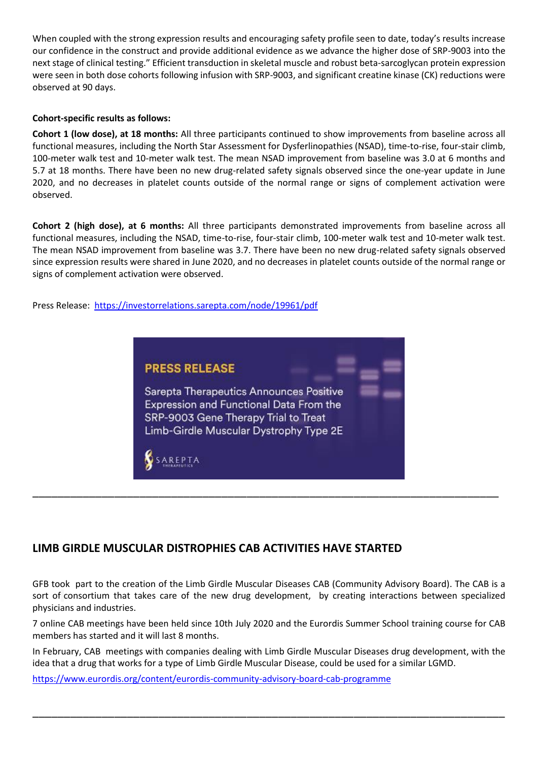When coupled with the strong expression results and encouraging safety profile seen to date, today's results increase our confidence in the construct and provide additional evidence as we advance the higher dose of SRP-9003 into the next stage of clinical testing." Efficient transduction in skeletal muscle and robust beta-sarcoglycan protein expression were seen in both dose cohorts following infusion with SRP-9003, and significant creatine kinase (CK) reductions were observed at 90 days.

**Cohort-specific results as follows:**

**Cohort 1 (low dose), at 18 months:** All three participants continued to show improvements from baseline across all functional measures, including the North Star Assessment for Dysferlinopathies (NSAD), time-to-rise, four-stair climb, 100-meter walk test and 10-meter walk test. The mean NSAD improvement from baseline was 3.0 at 6 months and 5.7 at 18 months. There have been no new drug-related safety signals observed since the one-year update in June 2020, and no decreases in platelet counts outside of the normal range or signs of complement activation were observed.

**Cohort 2 (high dose), at 6 months:** All three participants demonstrated improvements from baseline across all functional measures, including the NSAD, time-to-rise, four-stair climb, 100-meter walk test and 10-meter walk test. The mean NSAD improvement from baseline was 3.7. There have been no new drug-related safety signals observed since expression results were shared in June 2020, and no decreases in platelet counts outside of the normal range or signs of complement activation were observed.

Press Release: https://investorrelations.sarepta.com/node/19961/pdf

**PRESS RELEASE**

Sarepta Therapeutics Announces Positive Expression and Functional Data From the SRP-9003 Gene Therapy Trial to Treat Limb-Girdle Muscular Dystrophy Type 2E

SAREPTA THERAPEUTICS

---

## LIMB GIRDLE MUSCULAR DISTROPHIES CAB ACTIVITIES HAVE STARTED

GFB took part to the creation of the Limb Girdle Muscular Diseases CAB (Community Advisory Board). The CAB is a sort of consortium that takes care of the new drug development, by creating interactions between specialized physicians and industries.

7 online CAB meetings have been held since 10th July 2020 and the Eurordis Summer School training course for CAB members has started and it will last 8 months.

In February, CAB meetings with companies dealing with Limb Girdle Muscular Diseases drug development, with the idea that a drug that works for a type of Limb Girdle Muscular Disease, could be used for a similar LGMD.

https://www.eurordis.org/content/eurordis-community-advisory-board-cab-programme

---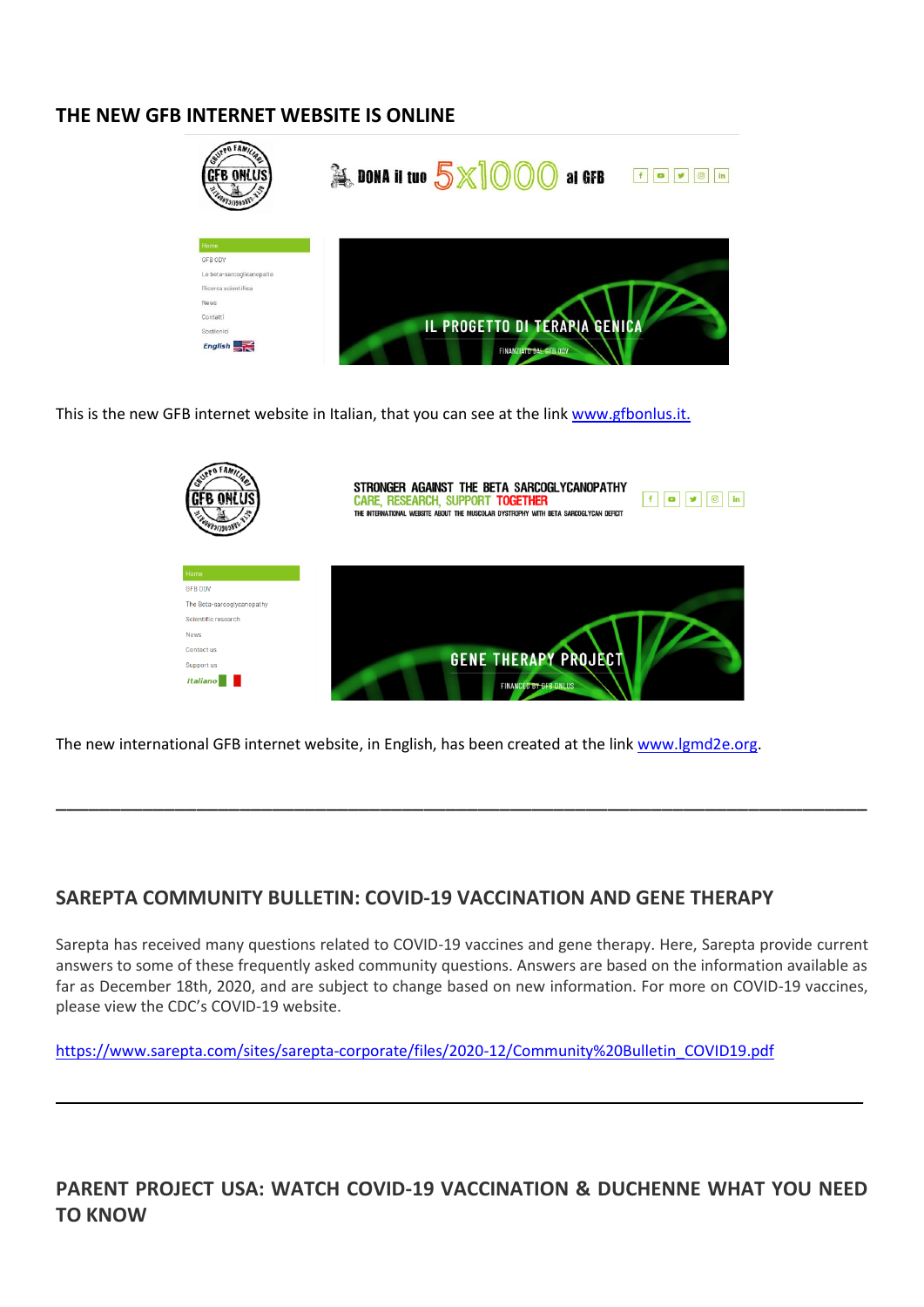## THE NEW GFB INTERNET WEBSITE IS ONLINE

This is the new GFB internet website in Italian, that you can see at the link www.gfbonlus.it.

The new international GFB internet website, in English, has been created at the link www.lgmd2e.org.

---

## SAREPTA COMMUNITY BULLETIN: COVID-19 VACCINATION AND GENE THERAPY

Sarepta has received many questions related to COVID-19 vaccines and gene therapy. Here, Sarepta provide current answers to some of these frequently asked community questions. Answers are based on the information available as far as December 18th, 2020, and are subject to change based on new information. For more on COVID-19 vaccines, please view the CDC's COVID-19 website.

https://www.sarepta.com/sites/sarepta-corporate/files/2020-12/Community%20Bulletin_COVID19.pdf

---

## PARENT PROJECT USA: WATCH COVID-19 VACCINATION & DUCHENNE WHAT YOU NEED TO KNOW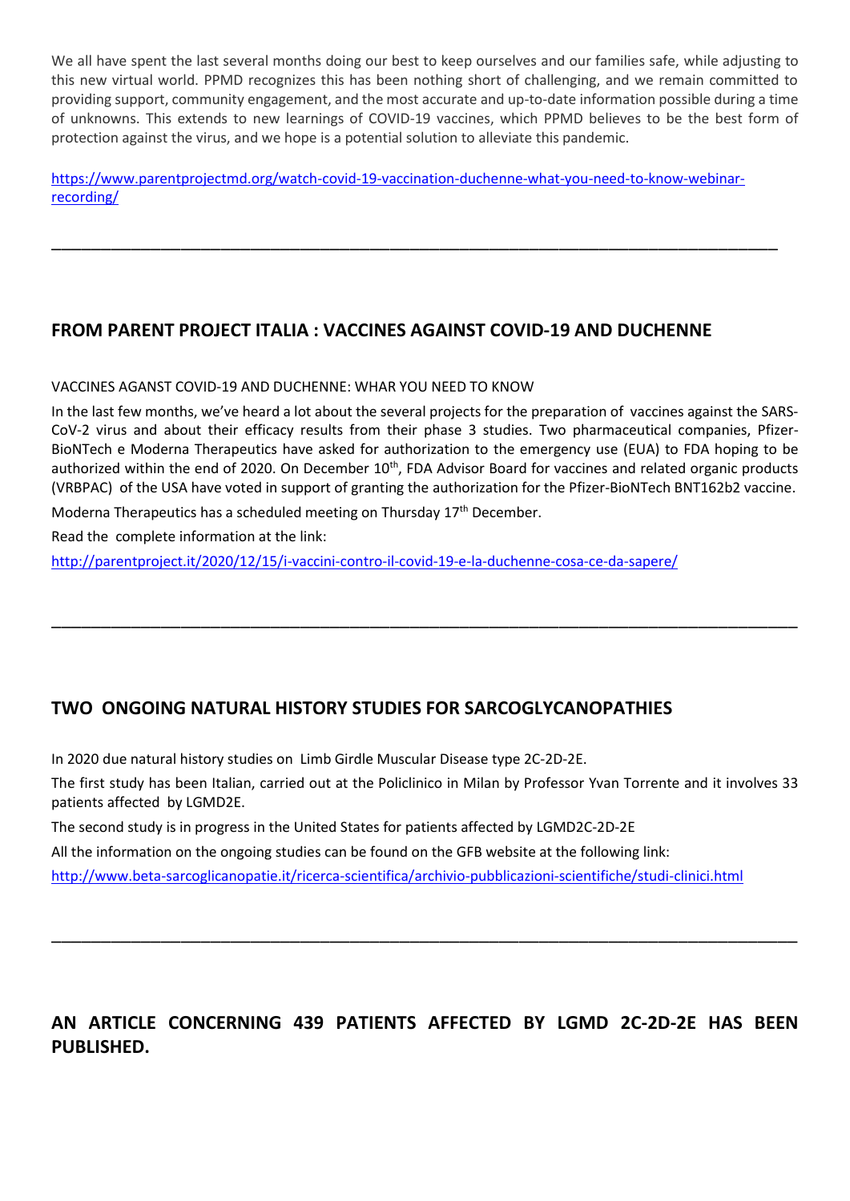We all have spent the last several months doing our best to keep ourselves and our families safe, while adjusting to this new virtual world. PPMD recognizes this has been nothing short of challenging, and we remain committed to providing support, community engagement, and the most accurate and up-to-date information possible during a time of unknowns. This extends to new learnings of COVID-19 vaccines, which PPMD believes to be the best form of protection against the virus, and we hope is a potential solution to alleviate this pandemic.

https://www.parentprojectmd.org/watch-covid-19-vaccination-duchenne-what-you-need-to-know-webinar-recording/

---

## FROM PARENT PROJECT ITALIA : VACCINES AGAINST COVID-19 AND DUCHENNE

VACCINES AGANST COVID-19 AND DUCHENNE: WHAR YOU NEED TO KNOW

In the last few months, we've heard a lot about the several projects for the preparation of vaccines against the SARS-CoV-2 virus and about their efficacy results from their phase 3 studies. Two pharmaceutical companies, Pfizer-BioNTech e Moderna Therapeutics have asked for authorization to the emergency use (EUA) to FDA hoping to be authorized within the end of 2020. On December 10th, FDA Advisor Board for vaccines and related organic products (VRBPAC) of the USA have voted in support of granting the authorization for the Pfizer-BioNTech BNT162b2 vaccine.

Moderna Therapeutics has a scheduled meeting on Thursday 17th December.

Read the complete information at the link:

http://parentproject.it/2020/12/15/i-vaccini-contro-il-covid-19-e-la-duchenne-cosa-ce-da-sapere/

---

## TWO ONGOING NATURAL HISTORY STUDIES FOR SARCOGLYCANOPATHIES

In 2020 due natural history studies on Limb Girdle Muscular Disease type 2C-2D-2E.

The first study has been Italian, carried out at the Policlinico in Milan by Professor Yvan Torrente and it involves 33 patients affected by LGMD2E.

The second study is in progress in the United States for patients affected by LGMD2C-2D-2E

All the information on the ongoing studies can be found on the GFB website at the following link:

http://www.beta-sarcoglicanopatie.it/ricerca-scientifica/archivio-pubblicazioni-scientifiche/studi-clinici.html

---

## AN ARTICLE CONCERNING 439 PATIENTS AFFECTED BY LGMD 2C-2D-2E HAS BEEN PUBLISHED.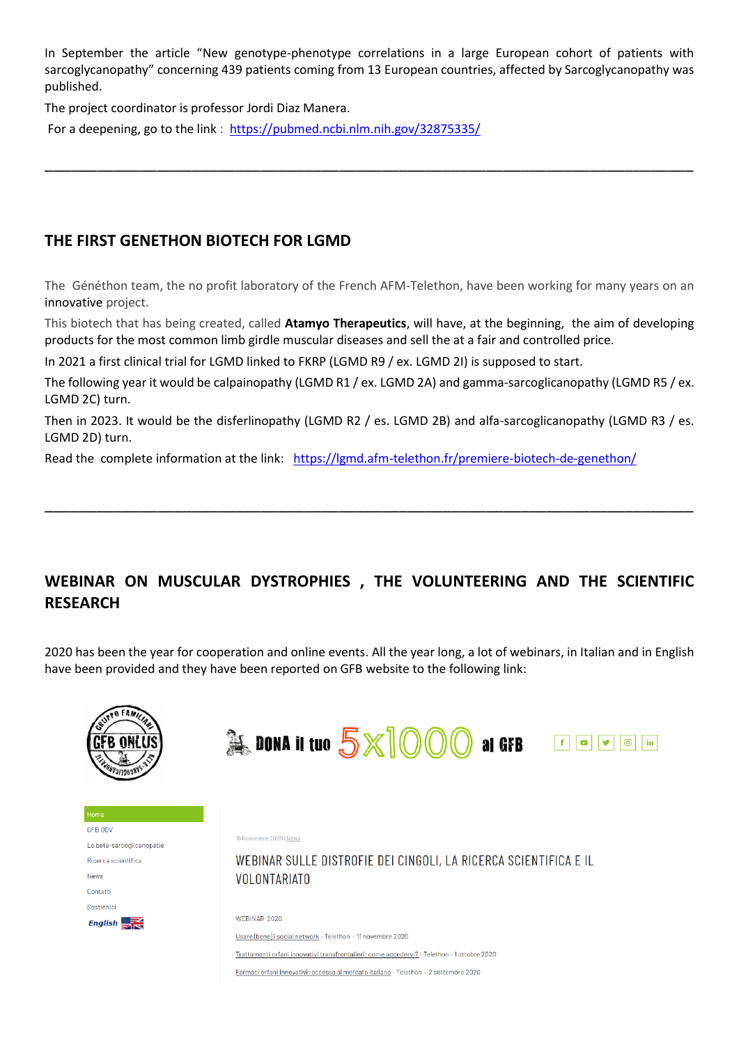In September the article "New genotype-phenotype correlations in a large European cohort of patients with sarcoglycanopathy" concerning 439 patients coming from 13 European countries, affected by Sarcoglycanopathy was published.

The project coordinator is professor Jordi Diaz Manera.

For a deepening, go to the link : https://pubmed.ncbi.nlm.nih.gov/32875335/

---

## THE FIRST GENETHON BIOTECH FOR LGMD

The Généthon team, the no profit laboratory of the French AFM-Telethon, have been working for many years on an innovative project.

This biotech that has being created, called **Atamyo Therapeutics**, will have, at the beginning, the aim of developing products for the most common limb girdle muscular diseases and sell the at a fair and controlled price.

In 2021 a first clinical trial for LGMD linked to FKRP (LGMD R9 / ex. LGMD 2I) is supposed to start.

The following year it would be calpainopathy (LGMD R1 / ex. LGMD 2A) and gamma-sarcoglicanopathy (LGMD R5 / ex. LGMD 2C) turn.

Then in 2023. It would be the disferlinopathy (LGMD R2 / es. LGMD 2B) and alfa-sarcoglicanopathy (LGMD R3 / es. LGMD 2D) turn.

Read the complete information at the link: https://lgmd.afm-telethon.fr/premiere-biotech-de-genethon/

---

## WEBINAR ON MUSCULAR DYSTROPHIES , THE VOLUNTEERING AND THE SCIENTIFIC RESEARCH

2020 has been the year for cooperation and online events. All the year long, a lot of webinars, in Italian and in English have been provided and they have been reported on GFB website to the following link:

GRUPPO FAMILIARI GFB ONLUS BETA-SARCOGLICANOPATIE

DONA il tuo 5x1000 al GFB

Home
GFB ODV
Le beta-sarcoglicanopatie
Ricerca scientifica
News
Contatti
Sostienici
English

16 Novembre 2020 | News

WEBINAR SULLE DISTROFIE DEI CINGOLI, LA RICERCA SCIENTIFICA E IL VOLONTARIATO

WEBINAR 2020

Usare (bene) i social network - Telethon - 11 novembre 2020

Trattamenti orfani innovativi transfrontalieri: come accedervi? - Telethon - 1 ottobre 2020

Farmaci orfani innovativi: accesso al mercato italiano - Telethon - 2 settembre 2020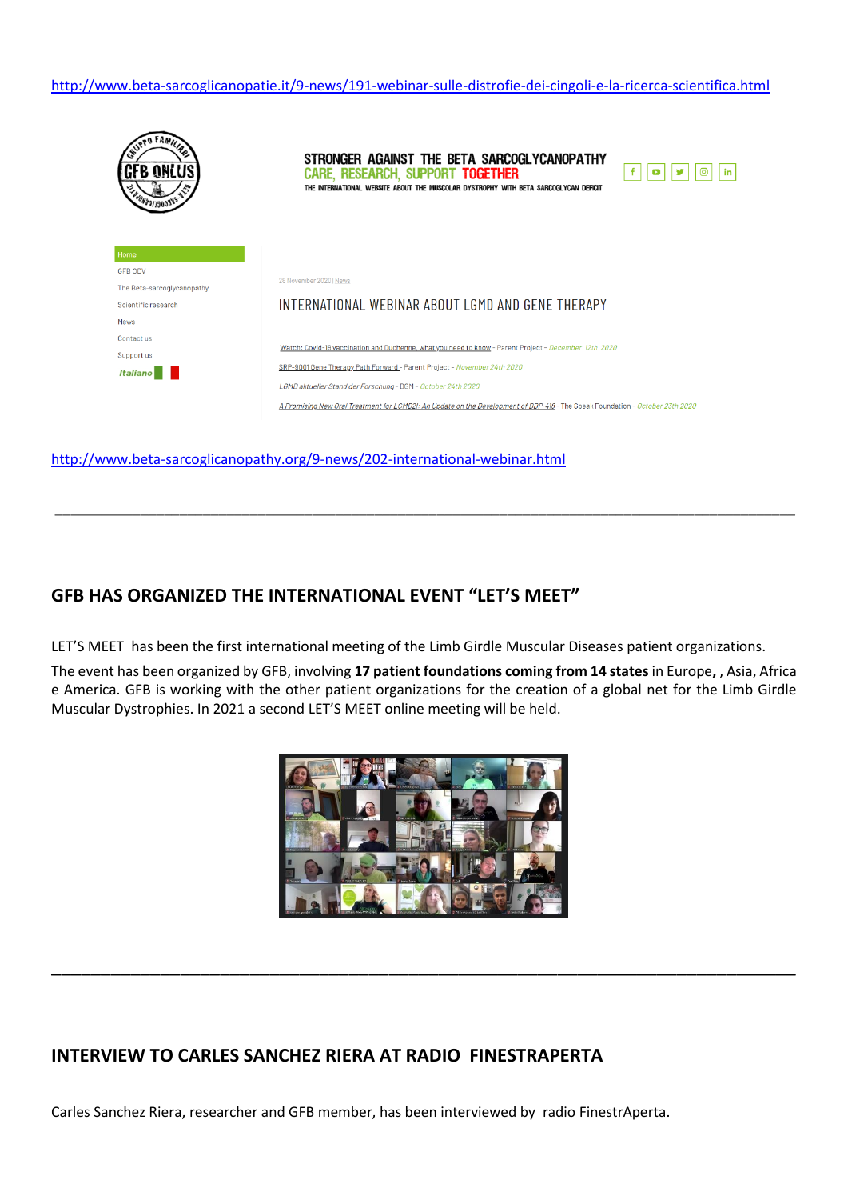http://www.beta-sarcoglicanopatie.it/9-news/191-webinar-sulle-distrofie-dei-cingoli-e-la-ricerca-scientifica.html

http://www.beta-sarcoglicanopathy.org/9-news/202-international-webinar.html

---

## GFB HAS ORGANIZED THE INTERNATIONAL EVENT "LET'S MEET"

LET'S MEET has been the first international meeting of the Limb Girdle Muscular Diseases patient organizations.

The event has been organized by GFB, involving **17 patient foundations coming from 14 states** in Europe**,** , Asia, Africa e America. GFB is working with the other patient organizations for the creation of a global net for the Limb Girdle Muscular Dystrophies. In 2021 a second LET'S MEET online meeting will be held.

---

## INTERVIEW TO CARLES SANCHEZ RIERA AT RADIO FINESTRAPERTA

Carles Sanchez Riera, researcher and GFB member, has been interviewed by radio FinestrAperta.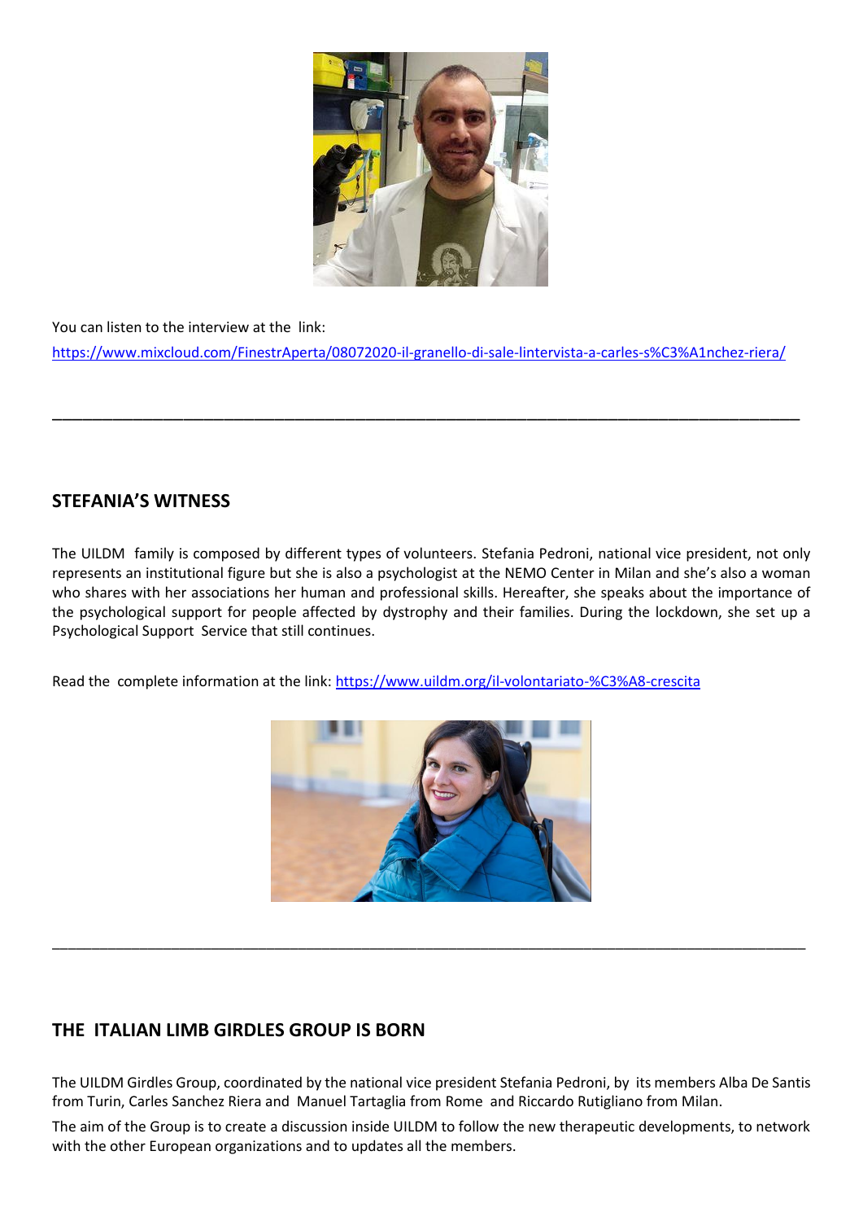You can listen to the interview at the link:
https://www.mixcloud.com/FinestrAperta/08072020-il-granello-di-sale-lintervista-a-carles-s%C3%A1nchez-riera/

---

## STEFANIA'S WITNESS

The UILDM family is composed by different types of volunteers. Stefania Pedroni, national vice president, not only represents an institutional figure but she is also a psychologist at the NEMO Center in Milan and she's also a woman who shares with her associations her human and professional skills. Hereafter, she speaks about the importance of the psychological support for people affected by dystrophy and their families. During the lockdown, she set up a Psychological Support Service that still continues.

Read the complete information at the link: https://www.uildm.org/il-volontariato-%C3%A8-crescita

---

## THE ITALIAN LIMB GIRDLES GROUP IS BORN

The UILDM Girdles Group, coordinated by the national vice president Stefania Pedroni, by its members Alba De Santis from Turin, Carles Sanchez Riera and Manuel Tartaglia from Rome and Riccardo Rutigliano from Milan.

The aim of the Group is to create a discussion inside UILDM to follow the new therapeutic developments, to network with the other European organizations and to updates all the members.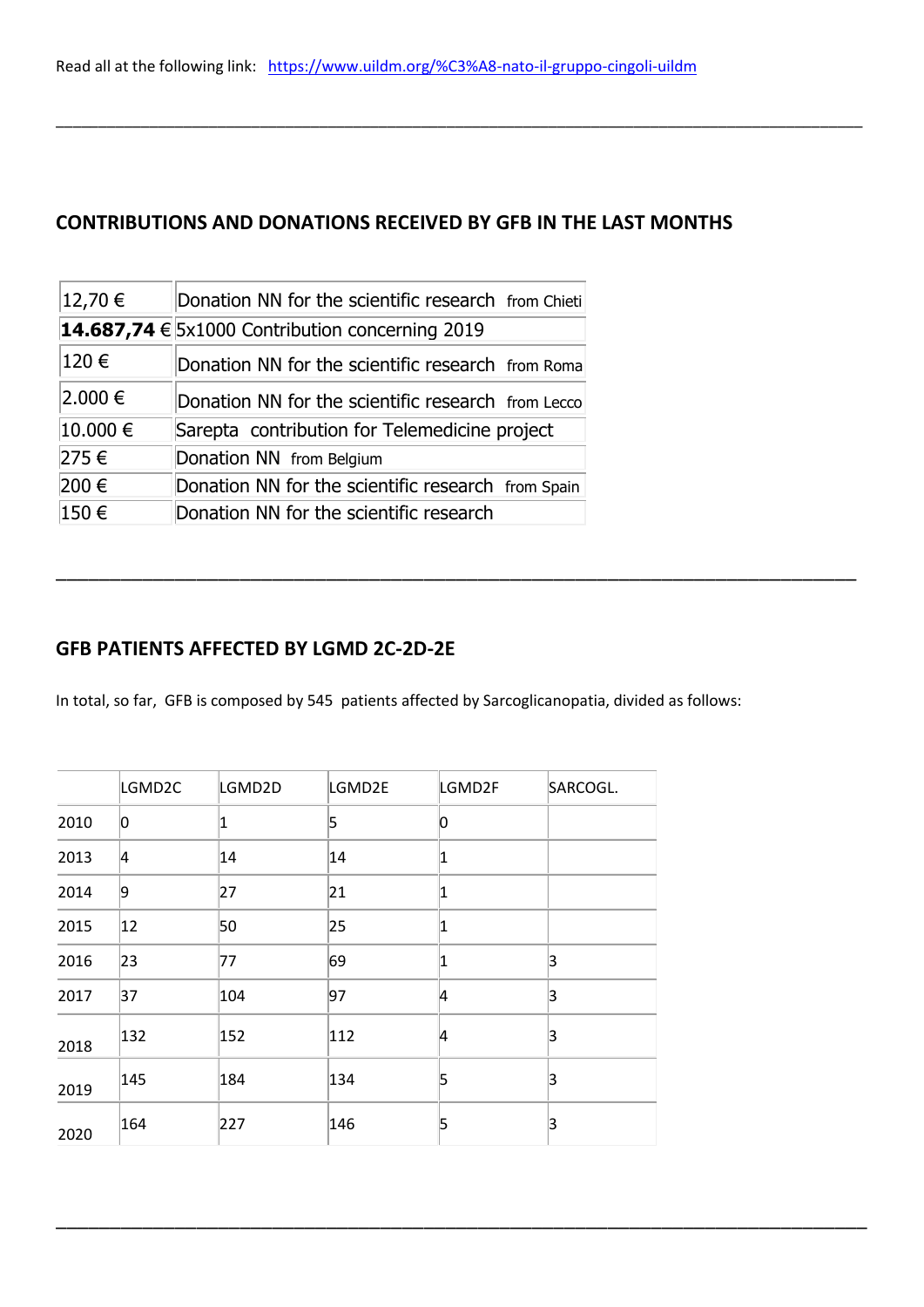Read all at the following link: https://www.uildm.org/%C3%A8-nato-il-gruppo-cingoli-uildm

---

## CONTRIBUTIONS AND DONATIONS RECEIVED BY GFB IN THE LAST MONTHS

| | |
|---|---|
| 12,70 € | Donation NN for the scientific research from Chieti |
| **14.687,74** € | 5x1000 Contribution concerning 2019 |
| 120 € | Donation NN for the scientific research from Roma |
| 2.000 € | Donation NN for the scientific research from Lecco |
| 10.000 € | Sarepta contribution for Telemedicine project |
| 275 € | Donation NN from Belgium |
| 200 € | Donation NN for the scientific research from Spain |
| 150 € | Donation NN for the scientific research |

---

## GFB PATIENTS AFFECTED BY LGMD 2C-2D-2E

In total, so far, GFB is composed by 545 patients affected by Sarcoglicanopatia, divided as follows:

| | LGMD2C | LGMD2D | LGMD2E | LGMD2F | SARCOGL. |
|---|---|---|---|---|---|
| 2010 | 0 | 1 | 5 | 0 | |
| 2013 | 4 | 14 | 14 | 1 | |
| 2014 | 9 | 27 | 21 | 1 | |
| 2015 | 12 | 50 | 25 | 1 | |
| 2016 | 23 | 77 | 69 | 1 | 3 |
| 2017 | 37 | 104 | 97 | 4 | 3 |
| 2018 | 132 | 152 | 112 | 4 | 3 |
| 2019 | 145 | 184 | 134 | 5 | 3 |
| 2020 | 164 | 227 | 146 | 5 | 3 |

---